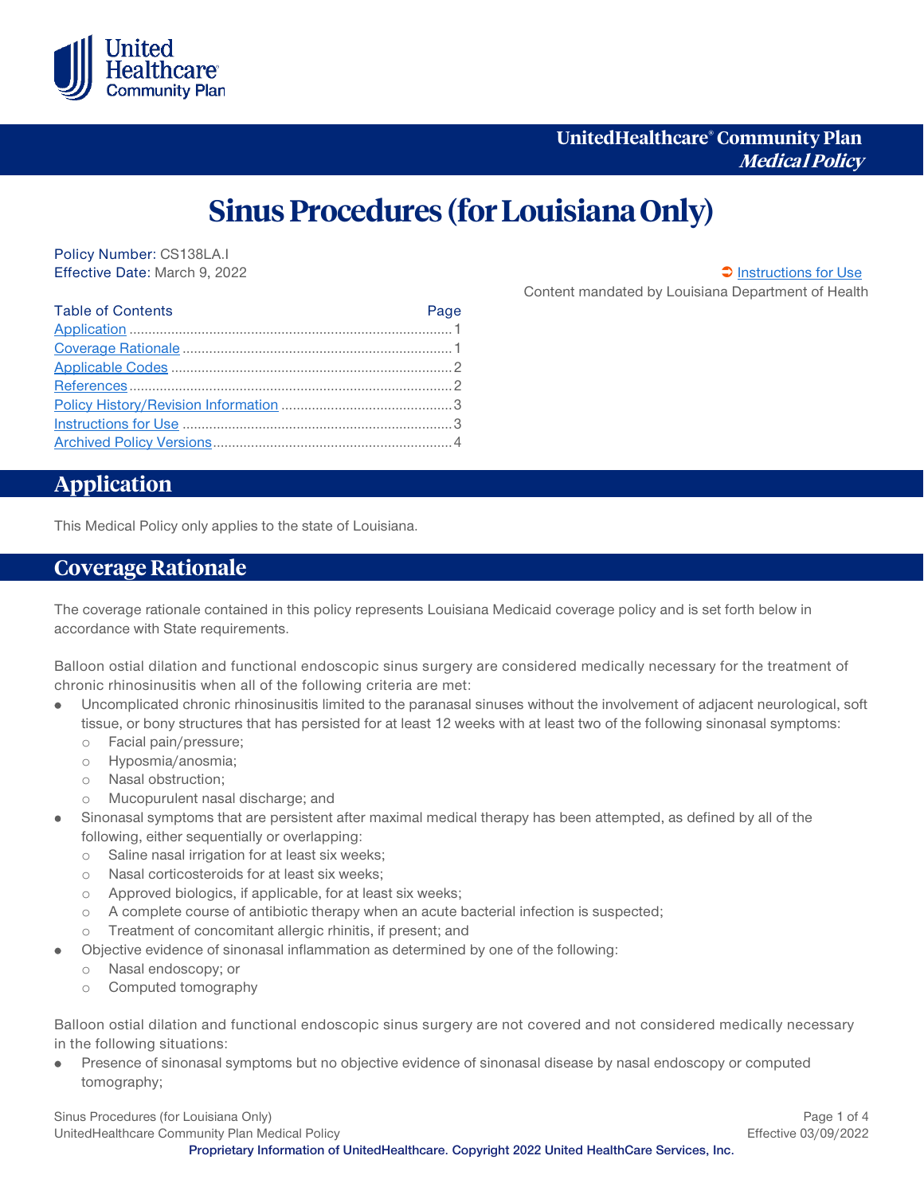UnitedHealthcare® Community Plan
*Medical Policy*

# Sinus Procedures (for Louisiana Only)

**Policy Number:** CS138LA.I
**Effective Date:** March 9, 2022

➲ Instructions for Use

Content mandated by Louisiana Department of Health

| Table of Contents | Page |
| --- | --- |
| Application | 1 |
| Coverage Rationale | 1 |
| Applicable Codes | 2 |
| References | 2 |
| Policy History/Revision Information | 3 |
| Instructions for Use | 3 |
| Archived Policy Versions | 4 |

## Application

This Medical Policy only applies to the state of Louisiana.

## Coverage Rationale

The coverage rationale contained in this policy represents Louisiana Medicaid coverage policy and is set forth below in accordance with State requirements.

Balloon ostial dilation and functional endoscopic sinus surgery are considered medically necessary for the treatment of chronic rhinosinusitis when all of the following criteria are met:

- Uncomplicated chronic rhinosinusitis limited to the paranasal sinuses without the involvement of adjacent neurological, soft tissue, or bony structures that has persisted for at least 12 weeks with at least two of the following sinonasal symptoms:
  - Facial pain/pressure;
  - Hyposmia/anosmia;
  - Nasal obstruction;
  - Mucopurulent nasal discharge; and
- Sinonasal symptoms that are persistent after maximal medical therapy has been attempted, as defined by all of the following, either sequentially or overlapping:
  - Saline nasal irrigation for at least six weeks;
  - Nasal corticosteroids for at least six weeks;
  - Approved biologics, if applicable, for at least six weeks;
  - A complete course of antibiotic therapy when an acute bacterial infection is suspected;
  - Treatment of concomitant allergic rhinitis, if present; and
- Objective evidence of sinonasal inflammation as determined by one of the following:
  - Nasal endoscopy; or
  - Computed tomography

Balloon ostial dilation and functional endoscopic sinus surgery are not covered and not considered medically necessary in the following situations:

- Presence of sinonasal symptoms but no objective evidence of sinonasal disease by nasal endoscopy or computed tomography;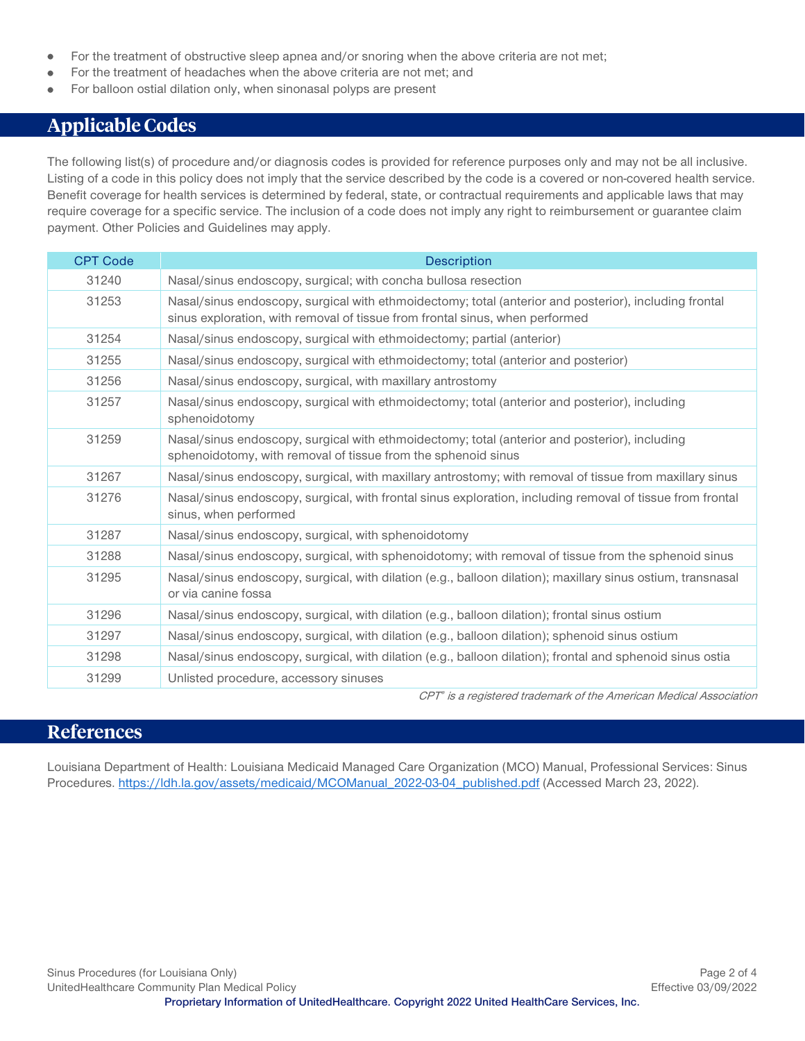- For the treatment of obstructive sleep apnea and/or snoring when the above criteria are not met;
- For the treatment of headaches when the above criteria are not met; and
- For balloon ostial dilation only, when sinonasal polyps are present

## Applicable Codes

The following list(s) of procedure and/or diagnosis codes is provided for reference purposes only and may not be all inclusive. Listing of a code in this policy does not imply that the service described by the code is a covered or non-covered health service. Benefit coverage for health services is determined by federal, state, or contractual requirements and applicable laws that may require coverage for a specific service. The inclusion of a code does not imply any right to reimbursement or guarantee claim payment. Other Policies and Guidelines may apply.

| CPT Code | Description |
|---|---|
| 31240 | Nasal/sinus endoscopy, surgical; with concha bullosa resection |
| 31253 | Nasal/sinus endoscopy, surgical with ethmoidectomy; total (anterior and posterior), including frontal sinus exploration, with removal of tissue from frontal sinus, when performed |
| 31254 | Nasal/sinus endoscopy, surgical with ethmoidectomy; partial (anterior) |
| 31255 | Nasal/sinus endoscopy, surgical with ethmoidectomy; total (anterior and posterior) |
| 31256 | Nasal/sinus endoscopy, surgical, with maxillary antrostomy |
| 31257 | Nasal/sinus endoscopy, surgical with ethmoidectomy; total (anterior and posterior), including sphenoidotomy |
| 31259 | Nasal/sinus endoscopy, surgical with ethmoidectomy; total (anterior and posterior), including sphenoidotomy, with removal of tissue from the sphenoid sinus |
| 31267 | Nasal/sinus endoscopy, surgical, with maxillary antrostomy; with removal of tissue from maxillary sinus |
| 31276 | Nasal/sinus endoscopy, surgical, with frontal sinus exploration, including removal of tissue from frontal sinus, when performed |
| 31287 | Nasal/sinus endoscopy, surgical, with sphenoidotomy |
| 31288 | Nasal/sinus endoscopy, surgical, with sphenoidotomy; with removal of tissue from the sphenoid sinus |
| 31295 | Nasal/sinus endoscopy, surgical, with dilation (e.g., balloon dilation); maxillary sinus ostium, transnasal or via canine fossa |
| 31296 | Nasal/sinus endoscopy, surgical, with dilation (e.g., balloon dilation); frontal sinus ostium |
| 31297 | Nasal/sinus endoscopy, surgical, with dilation (e.g., balloon dilation); sphenoid sinus ostium |
| 31298 | Nasal/sinus endoscopy, surgical, with dilation (e.g., balloon dilation); frontal and sphenoid sinus ostia |
| 31299 | Unlisted procedure, accessory sinuses |

*CPT® is a registered trademark of the American Medical Association*

## References

Louisiana Department of Health: Louisiana Medicaid Managed Care Organization (MCO) Manual, Professional Services: Sinus Procedures. https://ldh.la.gov/assets/medicaid/MCOManual_2022-03-04_published.pdf (Accessed March 23, 2022).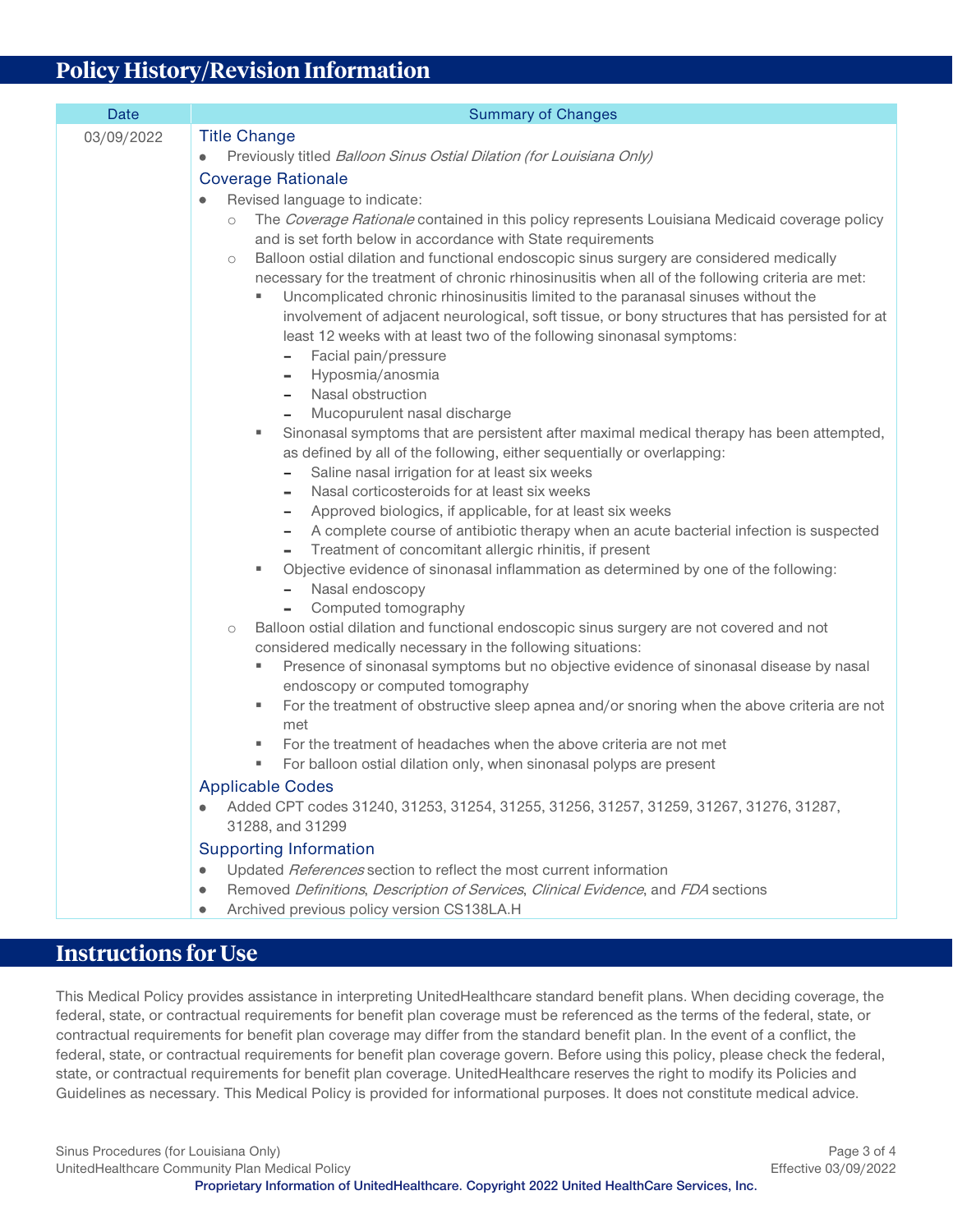## Policy History/Revision Information

| Date | Summary of Changes |
|---|---|
| 03/09/2022 | **Title Change**<br>• Previously titled *Balloon Sinus Ostial Dilation (for Louisiana Only)*<br>**Coverage Rationale**<br>• Revised language to indicate:<br>&nbsp;&nbsp;○ The *Coverage Rationale* contained in this policy represents Louisiana Medicaid coverage policy and is set forth below in accordance with State requirements<br>&nbsp;&nbsp;○ Balloon ostial dilation and functional endoscopic sinus surgery are considered medically necessary for the treatment of chronic rhinosinusitis when all of the following criteria are met:<br>&nbsp;&nbsp;&nbsp;&nbsp;▪ Uncomplicated chronic rhinosinusitis limited to the paranasal sinuses without the involvement of adjacent neurological, soft tissue, or bony structures that has persisted for at least 12 weeks with at least two of the following sinonasal symptoms:<br>&nbsp;&nbsp;&nbsp;&nbsp;&nbsp;&nbsp;- Facial pain/pressure<br>&nbsp;&nbsp;&nbsp;&nbsp;&nbsp;&nbsp;- Hyposmia/anosmia<br>&nbsp;&nbsp;&nbsp;&nbsp;&nbsp;&nbsp;- Nasal obstruction<br>&nbsp;&nbsp;&nbsp;&nbsp;&nbsp;&nbsp;- Mucopurulent nasal discharge<br>&nbsp;&nbsp;&nbsp;&nbsp;▪ Sinonasal symptoms that are persistent after maximal medical therapy has been attempted, as defined by all of the following, either sequentially or overlapping:<br>&nbsp;&nbsp;&nbsp;&nbsp;&nbsp;&nbsp;- Saline nasal irrigation for at least six weeks<br>&nbsp;&nbsp;&nbsp;&nbsp;&nbsp;&nbsp;- Nasal corticosteroids for at least six weeks<br>&nbsp;&nbsp;&nbsp;&nbsp;&nbsp;&nbsp;- Approved biologics, if applicable, for at least six weeks<br>&nbsp;&nbsp;&nbsp;&nbsp;&nbsp;&nbsp;- A complete course of antibiotic therapy when an acute bacterial infection is suspected<br>&nbsp;&nbsp;&nbsp;&nbsp;&nbsp;&nbsp;- Treatment of concomitant allergic rhinitis, if present<br>&nbsp;&nbsp;&nbsp;&nbsp;▪ Objective evidence of sinonasal inflammation as determined by one of the following:<br>&nbsp;&nbsp;&nbsp;&nbsp;&nbsp;&nbsp;- Nasal endoscopy<br>&nbsp;&nbsp;&nbsp;&nbsp;&nbsp;&nbsp;- Computed tomography<br>&nbsp;&nbsp;○ Balloon ostial dilation and functional endoscopic sinus surgery are not covered and not considered medically necessary in the following situations:<br>&nbsp;&nbsp;&nbsp;&nbsp;▪ Presence of sinonasal symptoms but no objective evidence of sinonasal disease by nasal endoscopy or computed tomography<br>&nbsp;&nbsp;&nbsp;&nbsp;▪ For the treatment of obstructive sleep apnea and/or snoring when the above criteria are not met<br>&nbsp;&nbsp;&nbsp;&nbsp;▪ For the treatment of headaches when the above criteria are not met<br>&nbsp;&nbsp;&nbsp;&nbsp;▪ For balloon ostial dilation only, when sinonasal polyps are present<br>**Applicable Codes**<br>• Added CPT codes 31240, 31253, 31254, 31255, 31256, 31257, 31259, 31267, 31276, 31287, 31288, and 31299<br>**Supporting Information**<br>• Updated *References* section to reflect the most current information<br>• Removed *Definitions*, *Description of Services*, *Clinical Evidence*, and *FDA* sections<br>• Archived previous policy version CS138LA.H |

## Instructions for Use

This Medical Policy provides assistance in interpreting UnitedHealthcare standard benefit plans. When deciding coverage, the federal, state, or contractual requirements for benefit plan coverage must be referenced as the terms of the federal, state, or contractual requirements for benefit plan coverage may differ from the standard benefit plan. In the event of a conflict, the federal, state, or contractual requirements for benefit plan coverage govern. Before using this policy, please check the federal, state, or contractual requirements for benefit plan coverage. UnitedHealthcare reserves the right to modify its Policies and Guidelines as necessary. This Medical Policy is provided for informational purposes. It does not constitute medical advice.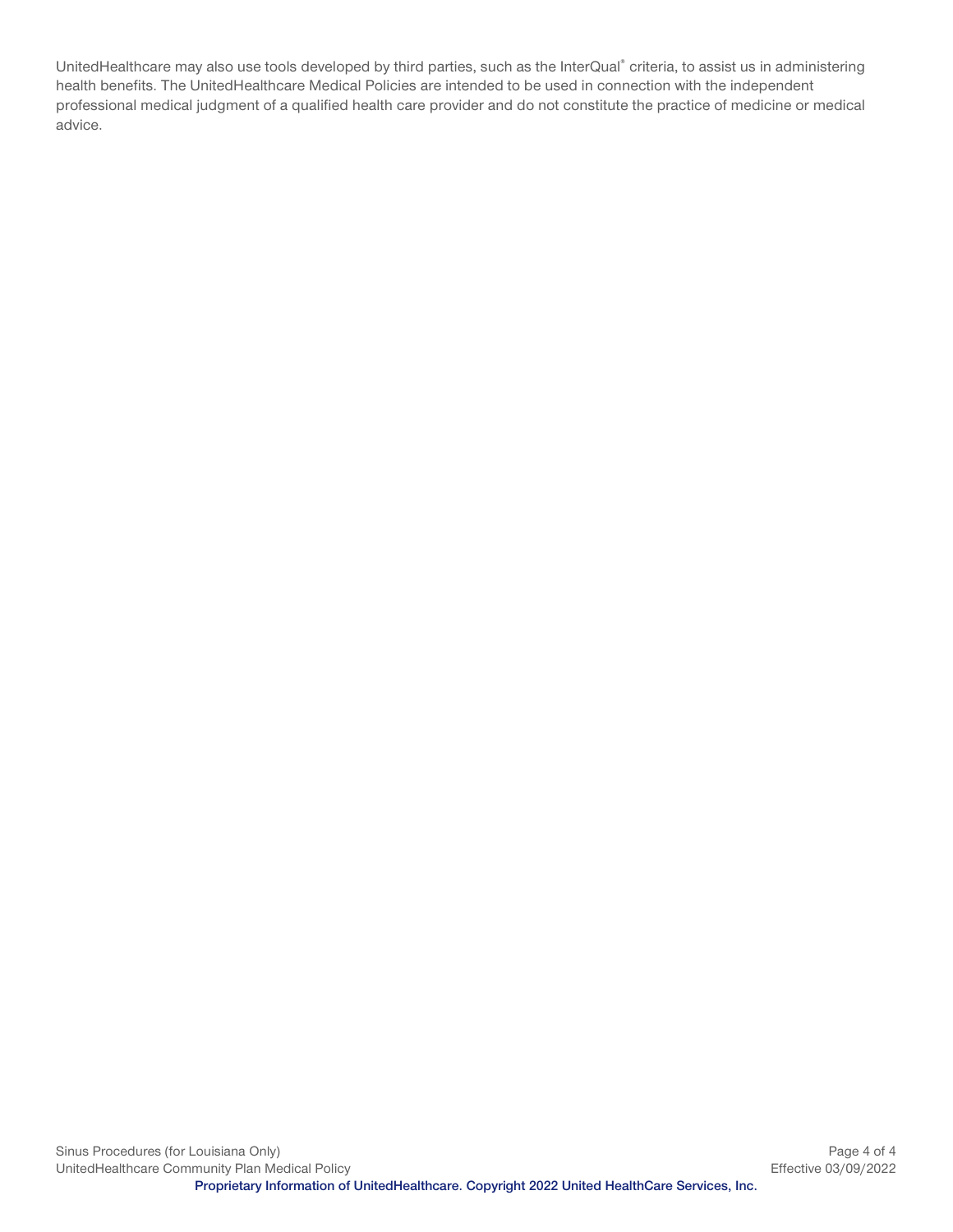UnitedHealthcare may also use tools developed by third parties, such as the InterQual® criteria, to assist us in administering health benefits. The UnitedHealthcare Medical Policies are intended to be used in connection with the independent professional medical judgment of a qualified health care provider and do not constitute the practice of medicine or medical advice.